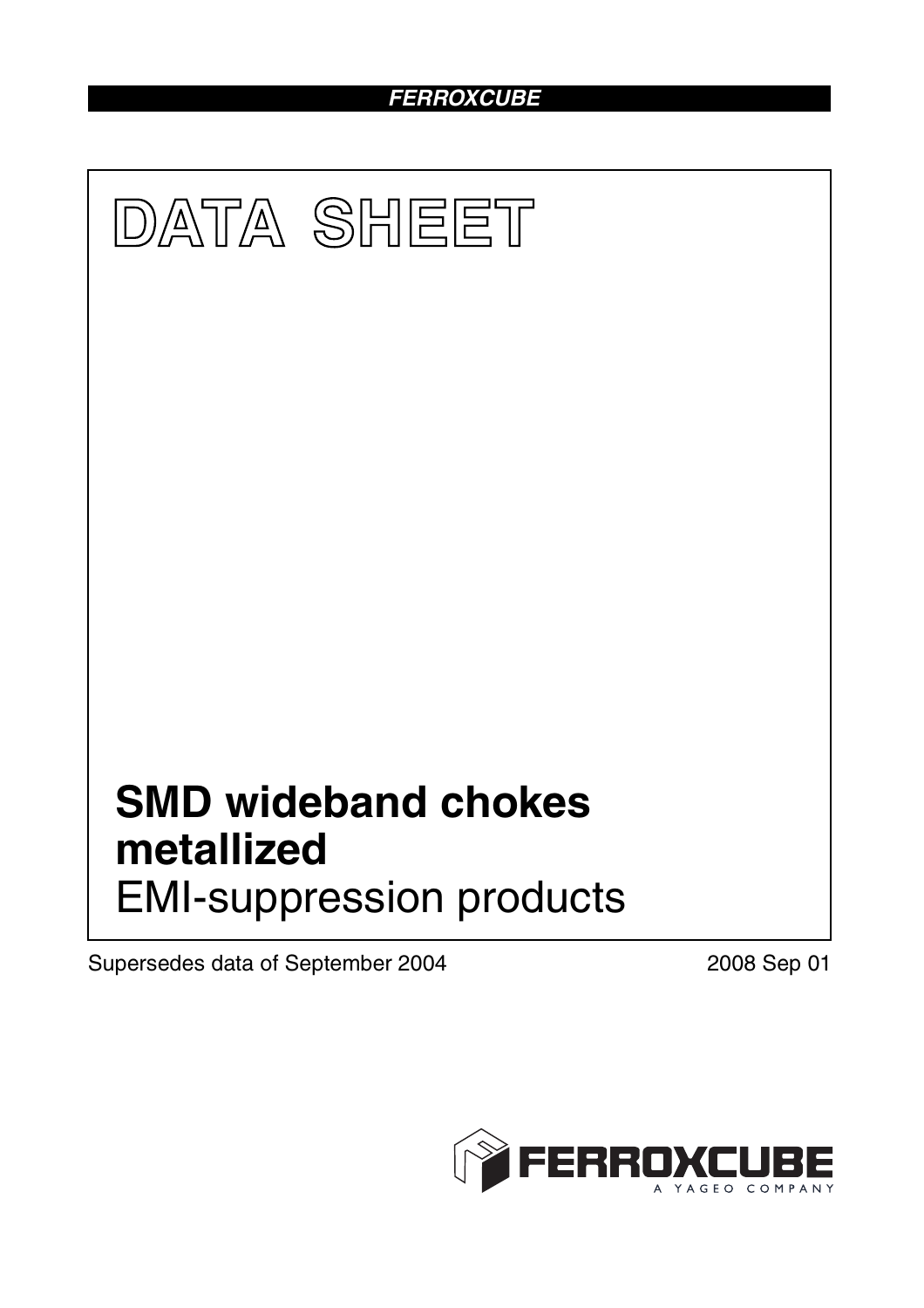FERROXCUBE

# DATA SHEET

# SMD wideband chokes metallized

## EMI-suppression products

Supersedes data of September 2004

2008 Sep 01

FERROXCUBE

A YAGEO COMPANY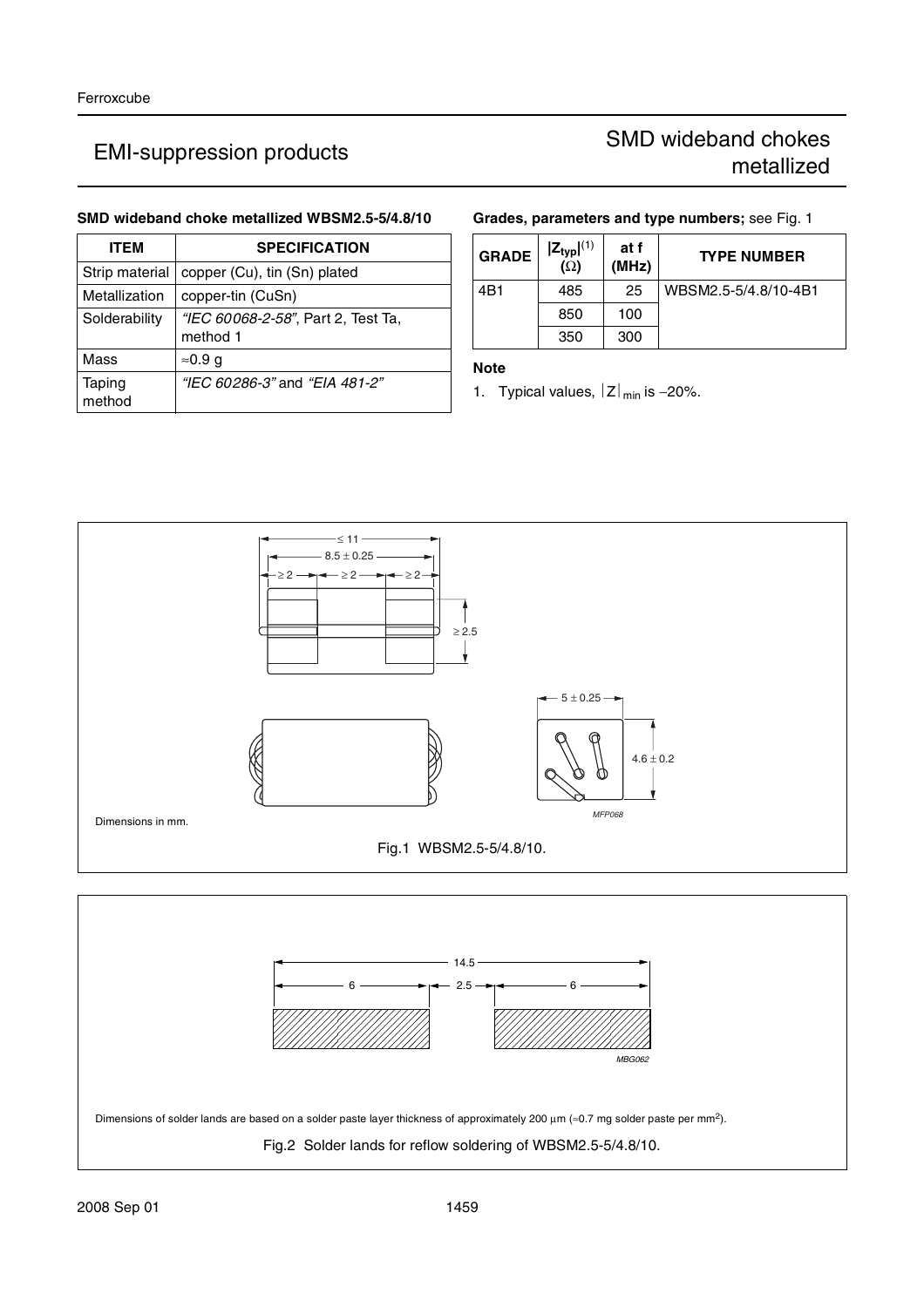# EMI-suppression products

## SMD wideband chokes metallized

### SMD wideband choke metallized WBSM2.5-5/4.8/10

| ITEM | SPECIFICATION |
|---|---|
| Strip material | copper (Cu), tin (Sn) plated |
| Metallization | copper-tin (CuSn) |
| Solderability | *"IEC 60068-2-58"*, Part 2, Test Ta, method 1 |
| Mass | ≈0.9 g |
| Taping method | *"IEC 60286-3"* and *"EIA 481-2"* |

### Grades, parameters and type numbers; see Fig. 1

| GRADE | $\|Z_{typ}\|$(1) (Ω) | at f (MHz) | TYPE NUMBER |
|---|---|---|---|
| 4B1 | 485 | 25 | WBSM2.5-5/4.8/10-4B1 |
| | 850 | 100 | |
| | 350 | 300 | |

**Note**

1. Typical values, $|Z|_{min}$ is −20%.

Dimensions in mm.

Fig.1 WBSM2.5-5/4.8/10.

Dimensions of solder lands are based on a solder paste layer thickness of approximately 200 μm (≈0.7 mg solder paste per mm²).

Fig.2 Solder lands for reflow soldering of WBSM2.5-5/4.8/10.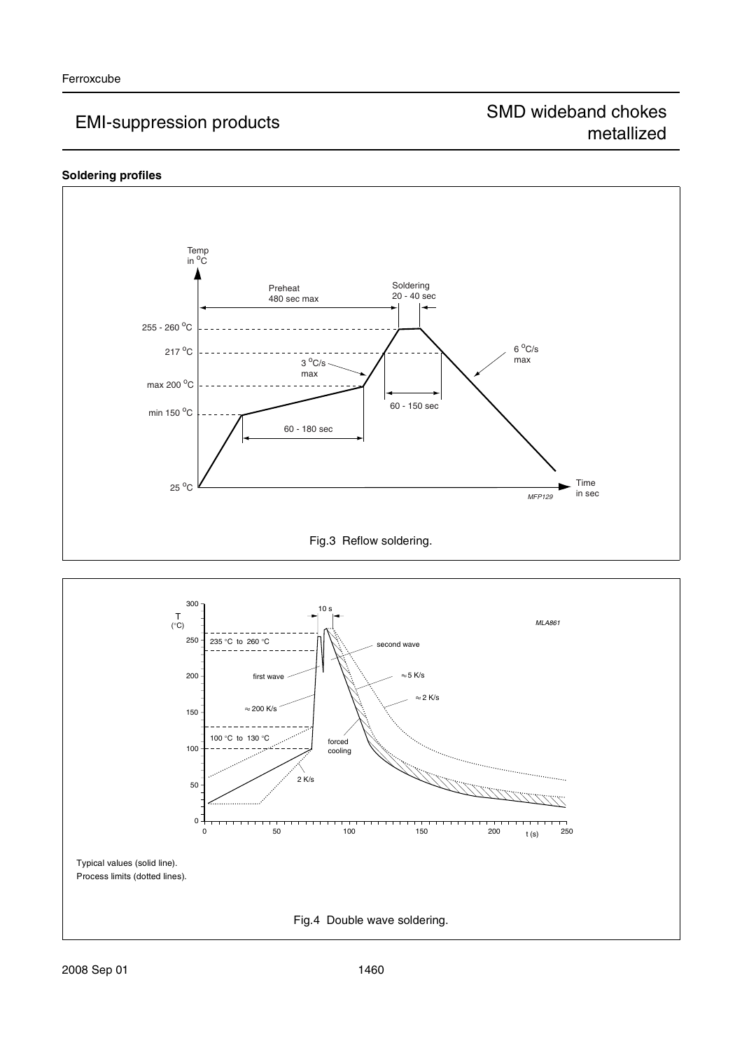### Soldering profiles

Fig.3 Reflow soldering.

Typical values (solid line).
Process limits (dotted lines).

Fig.4 Double wave soldering.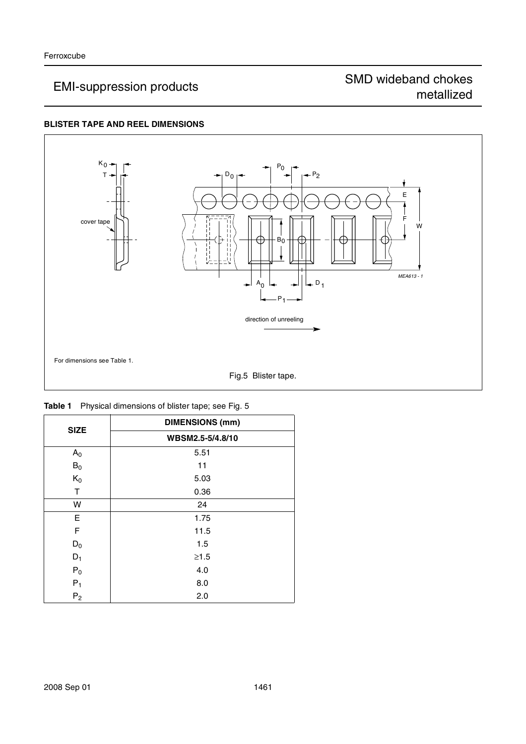### BLISTER TAPE AND REEL DIMENSIONS

For dimensions see Table 1.

Fig.5 Blister tape.

**Table 1** Physical dimensions of blister tape; see Fig. 5

| SIZE | DIMENSIONS (mm) |
|---|---|
| | WBSM2.5-5/4.8/10 |
| $A_0$ | 5.51 |
| $B_0$ | 11 |
| $K_0$ | 5.03 |
| T | 0.36 |
| W | 24 |
| E | 1.75 |
| F | 11.5 |
| $D_0$ | 1.5 |
| $D_1$ | ≥1.5 |
| $P_0$ | 4.0 |
| $P_1$ | 8.0 |
| $P_2$ | 2.0 |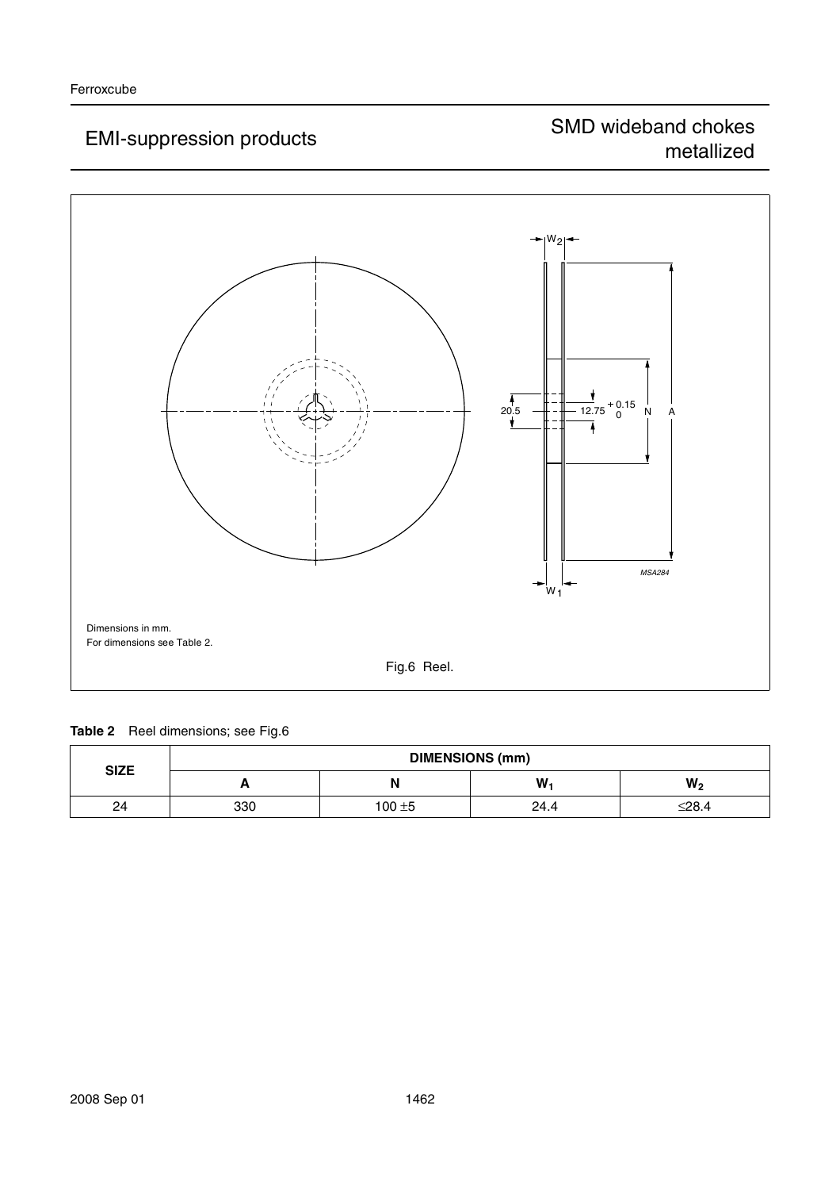Dimensions in mm.
For dimensions see Table 2.

Fig.6 Reel.

**Table 2** Reel dimensions; see Fig.6

| SIZE | DIMENSIONS (mm) | | | |
|---|---|---|---|---|
| | A | N | $W_1$ | $W_2$ |
| 24 | 330 | 100 ±5 | 24.4 | ≤28.4 |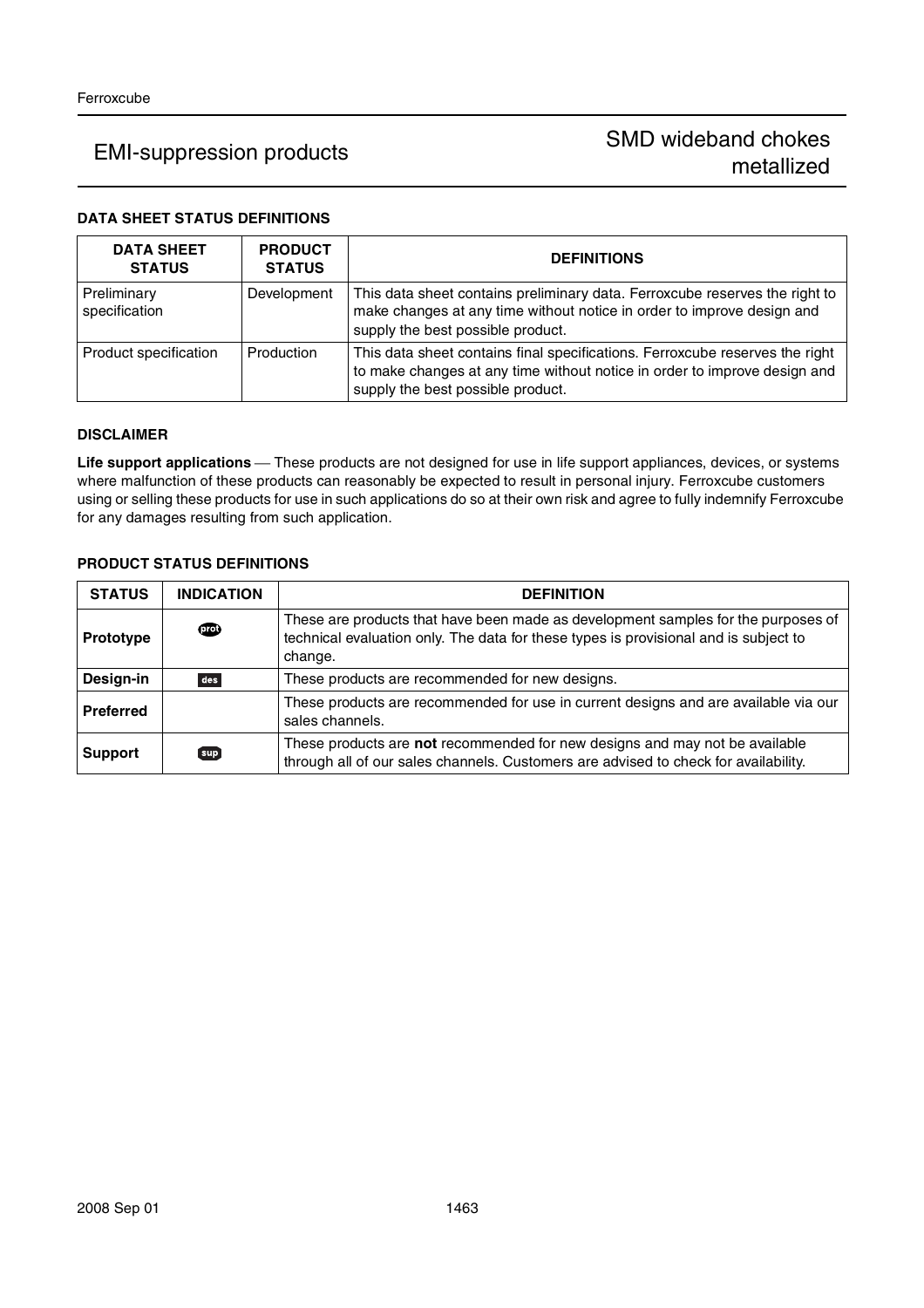## DATA SHEET STATUS DEFINITIONS

| DATA SHEET STATUS | PRODUCT STATUS | DEFINITIONS |
|---|---|---|
| Preliminary specification | Development | This data sheet contains preliminary data. Ferroxcube reserves the right to make changes at any time without notice in order to improve design and supply the best possible product. |
| Product specification | Production | This data sheet contains final specifications. Ferroxcube reserves the right to make changes at any time without notice in order to improve design and supply the best possible product. |

## DISCLAIMER

**Life support applications** — These products are not designed for use in life support appliances, devices, or systems where malfunction of these products can reasonably be expected to result in personal injury. Ferroxcube customers using or selling these products for use in such applications do so at their own risk and agree to fully indemnify Ferroxcube for any damages resulting from such application.

## PRODUCT STATUS DEFINITIONS

| STATUS | INDICATION | DEFINITION |
|---|---|---|
| **Prototype** | prot | These are products that have been made as development samples for the purposes of technical evaluation only. The data for these types is provisional and is subject to change. |
| **Design-in** | des | These products are recommended for new designs. |
| **Preferred** | | These products are recommended for use in current designs and are available via our sales channels. |
| **Support** | sup | These products are **not** recommended for new designs and may not be available through all of our sales channels. Customers are advised to check for availability. |